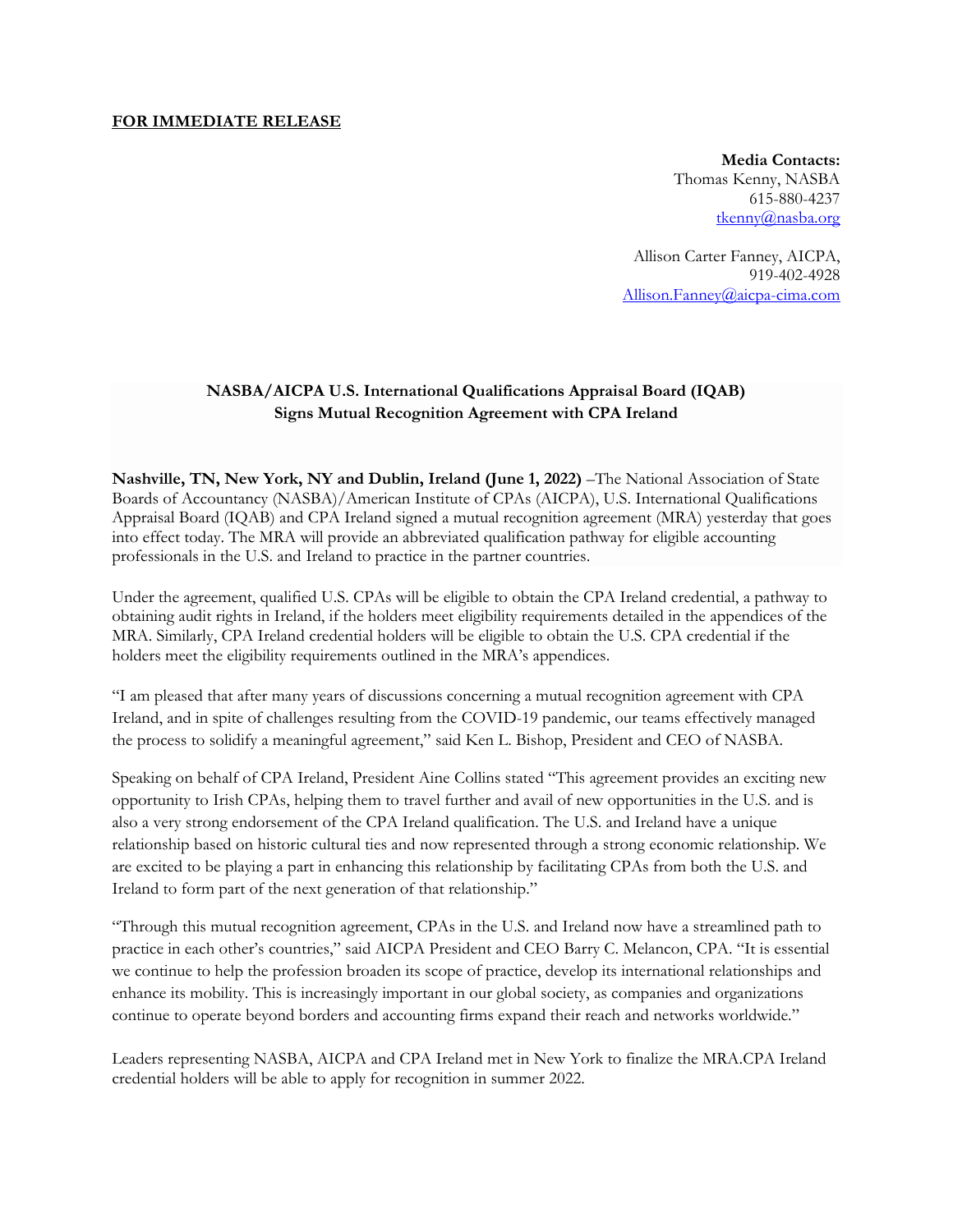**FOR IMMEDIATE RELEASE**

**Media Contacts:**
Thomas Kenny, NASBA
615-880-4237
tkenny@nasba.org

Allison Carter Fanney, AICPA,
919-402-4928
Allison.Fanney@aicpa-cima.com

## NASBA/AICPA U.S. International Qualifications Appraisal Board (IQAB) Signs Mutual Recognition Agreement with CPA Ireland

**Nashville, TN, New York, NY and Dublin, Ireland (June 1, 2022)** –The National Association of State Boards of Accountancy (NASBA)/American Institute of CPAs (AICPA), U.S. International Qualifications Appraisal Board (IQAB) and CPA Ireland signed a mutual recognition agreement (MRA) yesterday that goes into effect today. The MRA will provide an abbreviated qualification pathway for eligible accounting professionals in the U.S. and Ireland to practice in the partner countries.

Under the agreement, qualified U.S. CPAs will be eligible to obtain the CPA Ireland credential, a pathway to obtaining audit rights in Ireland, if the holders meet eligibility requirements detailed in the appendices of the MRA. Similarly, CPA Ireland credential holders will be eligible to obtain the U.S. CPA credential if the holders meet the eligibility requirements outlined in the MRA's appendices.

"I am pleased that after many years of discussions concerning a mutual recognition agreement with CPA Ireland, and in spite of challenges resulting from the COVID-19 pandemic, our teams effectively managed the process to solidify a meaningful agreement," said Ken L. Bishop, President and CEO of NASBA.

Speaking on behalf of CPA Ireland, President Aine Collins stated "This agreement provides an exciting new opportunity to Irish CPAs, helping them to travel further and avail of new opportunities in the U.S. and is also a very strong endorsement of the CPA Ireland qualification. The U.S. and Ireland have a unique relationship based on historic cultural ties and now represented through a strong economic relationship. We are excited to be playing a part in enhancing this relationship by facilitating CPAs from both the U.S. and Ireland to form part of the next generation of that relationship."

"Through this mutual recognition agreement, CPAs in the U.S. and Ireland now have a streamlined path to practice in each other's countries," said AICPA President and CEO Barry C. Melancon, CPA. "It is essential we continue to help the profession broaden its scope of practice, develop its international relationships and enhance its mobility. This is increasingly important in our global society, as companies and organizations continue to operate beyond borders and accounting firms expand their reach and networks worldwide."

Leaders representing NASBA, AICPA and CPA Ireland met in New York to finalize the MRA.CPA Ireland credential holders will be able to apply for recognition in summer 2022.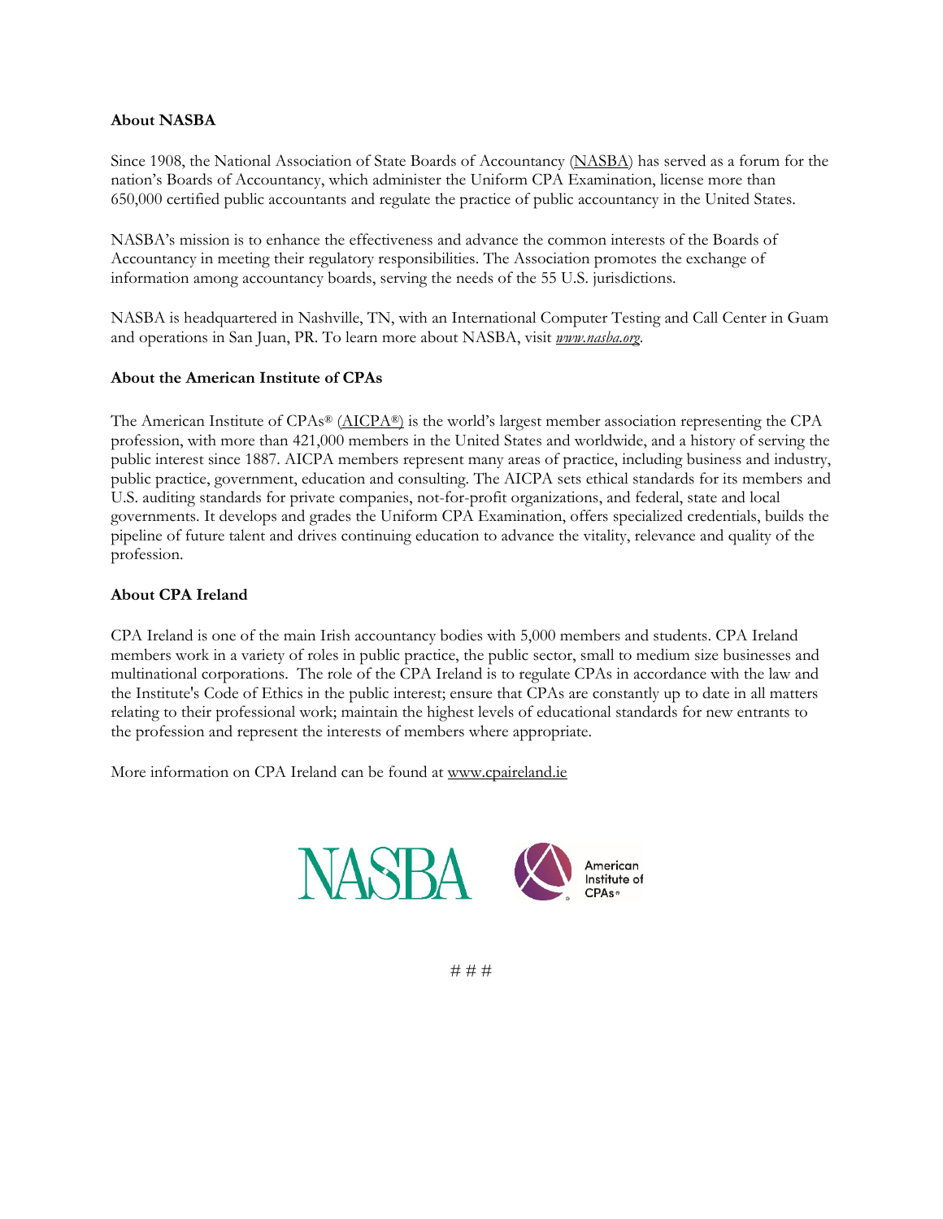**About NASBA**

Since 1908, the National Association of State Boards of Accountancy (NASBA) has served as a forum for the nation's Boards of Accountancy, which administer the Uniform CPA Examination, license more than 650,000 certified public accountants and regulate the practice of public accountancy in the United States.

NASBA's mission is to enhance the effectiveness and advance the common interests of the Boards of Accountancy in meeting their regulatory responsibilities. The Association promotes the exchange of information among accountancy boards, serving the needs of the 55 U.S. jurisdictions.

NASBA is headquartered in Nashville, TN, with an International Computer Testing and Call Center in Guam and operations in San Juan, PR. To learn more about NASBA, visit *www.nasba.org*.

**About the American Institute of CPAs**

The American Institute of CPAs® (AICPA®) is the world's largest member association representing the CPA profession, with more than 421,000 members in the United States and worldwide, and a history of serving the public interest since 1887. AICPA members represent many areas of practice, including business and industry, public practice, government, education and consulting. The AICPA sets ethical standards for its members and U.S. auditing standards for private companies, not-for-profit organizations, and federal, state and local governments. It develops and grades the Uniform CPA Examination, offers specialized credentials, builds the pipeline of future talent and drives continuing education to advance the vitality, relevance and quality of the profession.

**About CPA Ireland**

CPA Ireland is one of the main Irish accountancy bodies with 5,000 members and students. CPA Ireland members work in a variety of roles in public practice, the public sector, small to medium size businesses and multinational corporations. The role of the CPA Ireland is to regulate CPAs in accordance with the law and the Institute's Code of Ethics in the public interest; ensure that CPAs are constantly up to date in all matters relating to their professional work; maintain the highest levels of educational standards for new entrants to the profession and represent the interests of members where appropriate.

More information on CPA Ireland can be found at www.cpaireland.ie

NASBA

American Institute of CPAs®

# # #